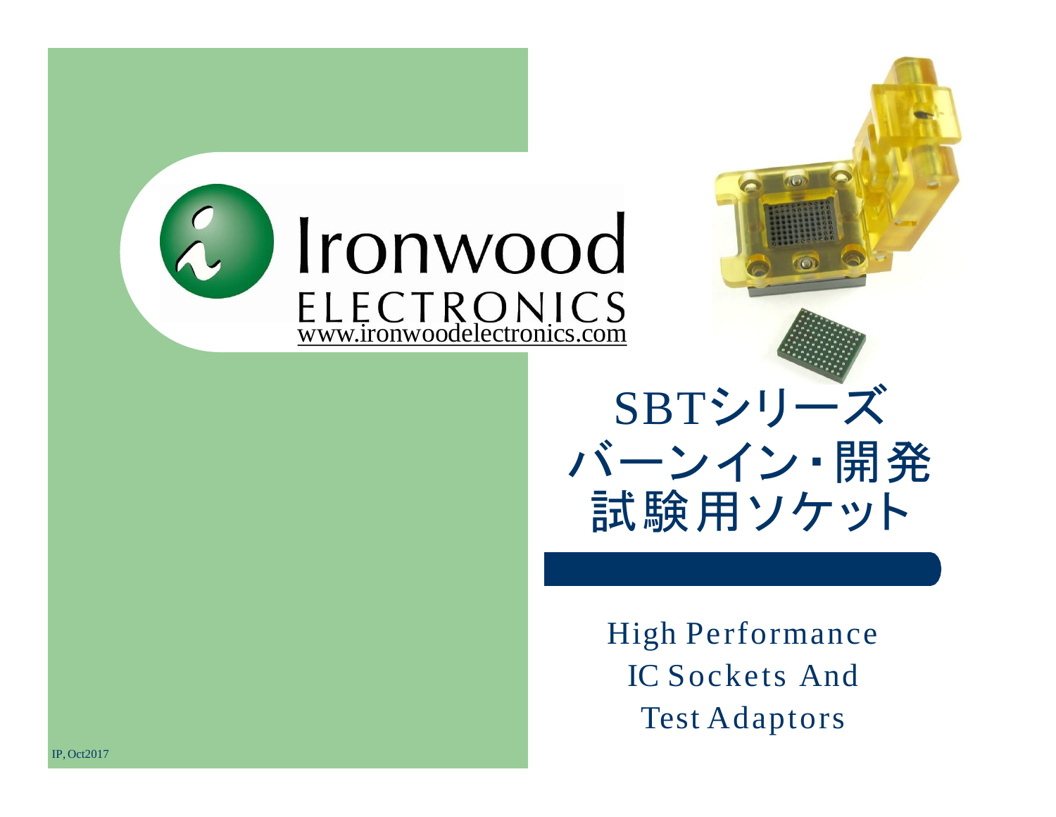Ironwood ELECTRONICS
www.ironwoodelectronics.com

# SBTシリーズ バーンイン・開発試験用ソケット

High Performance IC Sockets And Test Adaptors

IP, Oct2017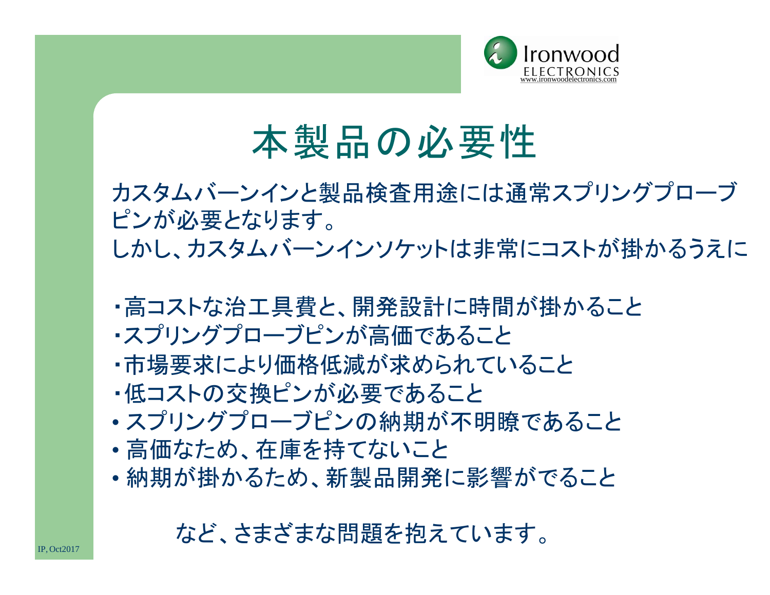# 本製品の必要性

カスタムバーンインと製品検査用途には通常スプリングプローブピンが必要となります。
しかし、カスタムバーンインソケットは非常にコストが掛かるうえに

・高コストな治工具費と、開発設計に時間が掛かること
・スプリングプローブピンが高価であること
・市場要求により価格低減が求められていること
・低コストの交換ピンが必要であること
- スプリングプローブピンの納期が不明瞭であること
- 高価なため、在庫を持てないこと
- 納期が掛かるため、新製品開発に影響がでること

など、さまざまな問題を抱えています。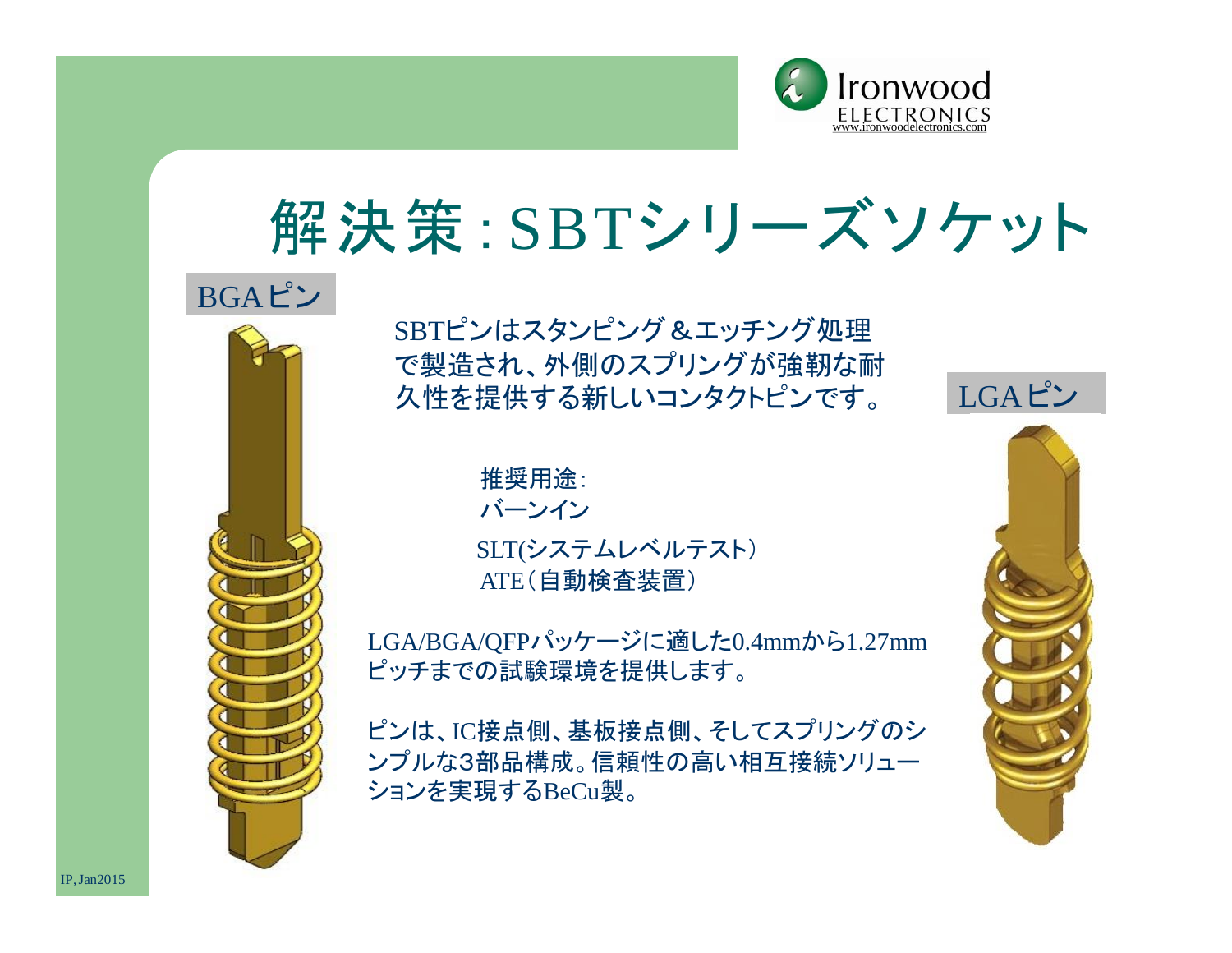# 解決策：SBTシリーズソケット

BGAピン

SBTピンはスタンピング＆エッチング処理で製造され、外側のスプリングが強靭な耐久性を提供する新しいコンタクトピンです。

推奨用途：
- バーンイン
- SLT(システムレベルテスト）
- ATE（自動検査装置）

LGAピン

LGA/BGA/QFPパッケージに適した0.4mmから1.27mmピッチまでの試験環境を提供します。

ピンは、IC接点側、基板接点側、そしてスプリングのシンプルな3部品構成。信頼性の高い相互接続ソリューションを実現するBeCu製。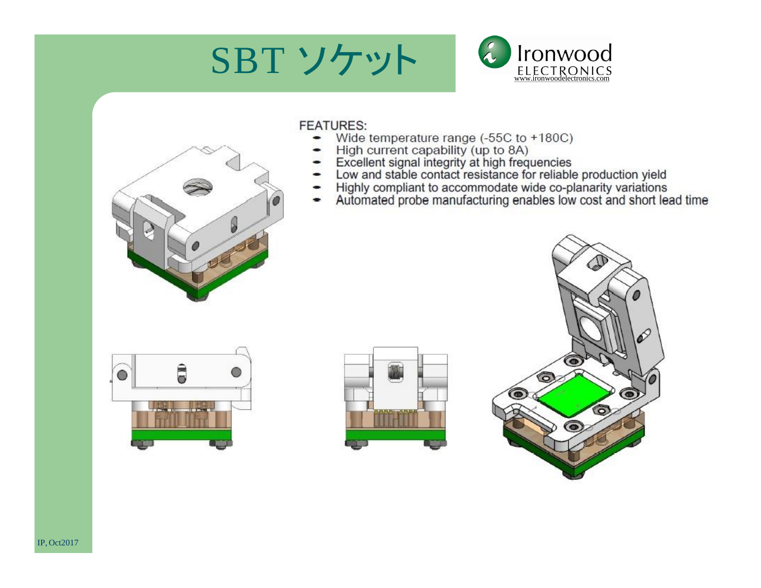# SBT ソケット

Ironwood ELECTRONICS
www.ironwoodelectronics.com

FEATURES:

- Wide temperature range (-55C to +180C)
- High current capability (up to 8A)
- Excellent signal integrity at high frequencies
- Low and stable contact resistance for reliable production yield
- Highly compliant to accommodate wide co-planarity variations
- Automated probe manufacturing enables low cost and short lead time

IP, Oct2017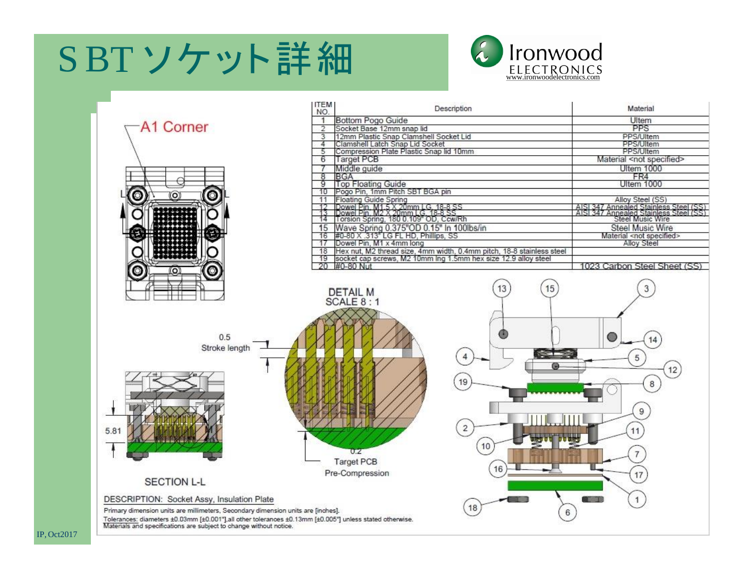# SBTソケット詳細

| ITEM NO. | Description | Material |
|---|---|---|
| 1 | Bottom Pogo Guide | Ultem |
| 2 | Socket Base 12mm snap lid | PPS |
| 3 | 12mm Plastic Snap Clamshell Socket Lid | PPS/Ultem |
| 4 | Clamshell Latch Snap Lid Socket | PPS/Ultem |
| 5 | Compression Plate Plastic Snap lid 10mm | PPS/Ultem |
| 6 | Target PCB | Material <not specified> |
| 7 | Middle guide | Ultem 1000 |
| 8 | BGA | FR4 |
| 9 | Top Floating Guide | Ultem 1000 |
| 10 | Pogo Pin, 1mm Pitch SBT BGA pin | |
| 11 | Floating Guide Spring | Alloy Steel (SS) |
| 12 | Dowel Pin, M1.5 X 20mm LG, 18-8 SS | AISI 347 Annealed Stainless Steel (SS) |
| 13 | Dowel Pin, M2 X 20mm LG, 18-8 SS | AISI 347 Annealed Stainless Steel (SS) |
| 14 | Torsion Spring, 180 0.109" OD, Ccw/Rh | Steel Music Wire |
| 15 | Wave Spring 0.375"OD 0.15" ln 100lbs/in | Steel Music Wire |
| 16 | #0-80 X .313" LG FL HD, Phillips, SS | Material <not specified> |
| 17 | Dowel Pin, M1 x 4mm long | Alloy Steel |
| 18 | Hex nut, M2 thread size, 4mm width, 0.4mm pitch, 18-8 stainless steel | |
| 19 | socket cap screws, M2 10mm lng 1.5mm hex size 12.9 alloy steel | |
| 20 | #0-80 Nut | 1023 Carbon Steel Sheet (SS) |

A1 Corner

DETAIL M
SCALE 8 : 1

0.5 Stroke length

0.2 Target PCB Pre-Compression

5.81

SECTION L-L

DESCRIPTION: Socket Assy, Insulation Plate

Primary dimension units are millimeters, Secondary dimension units are [inches].
Tolerances: diameters ±0.03mm [±0.001"],all other tolerances ±0.13mm [±0.005"] unless stated otherwise.
Materials and specifications are subject to change without notice.

IP, Oct2017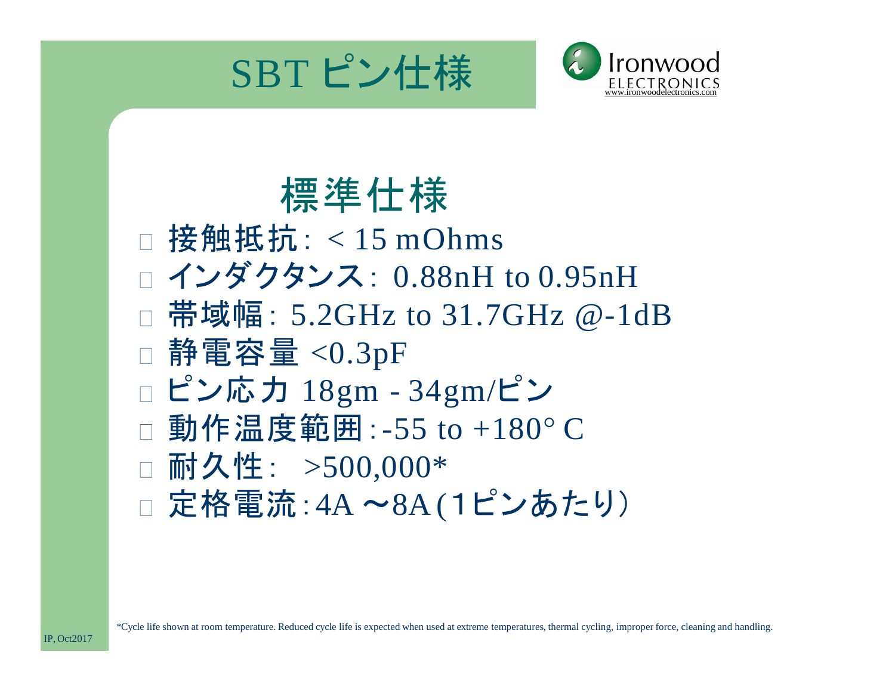# SBT ピン仕様

## 標準仕様

- 接触抵抗: < 15 mOhms
- インダクタンス: 0.88nH to 0.95nH
- 帯域幅: 5.2GHz to 31.7GHz @-1dB
- 静電容量 <0.3pF
- ピン応力 18gm - 34gm/ピン
- 動作温度範囲:-55 to +180° C
- 耐久性: >500,000*
- 定格電流:4A 〜8A (1ピンあたり)

*Cycle life shown at room temperature. Reduced cycle life is expected when used at extreme temperatures, thermal cycling, improper force, cleaning and handling.

IP, Oct2017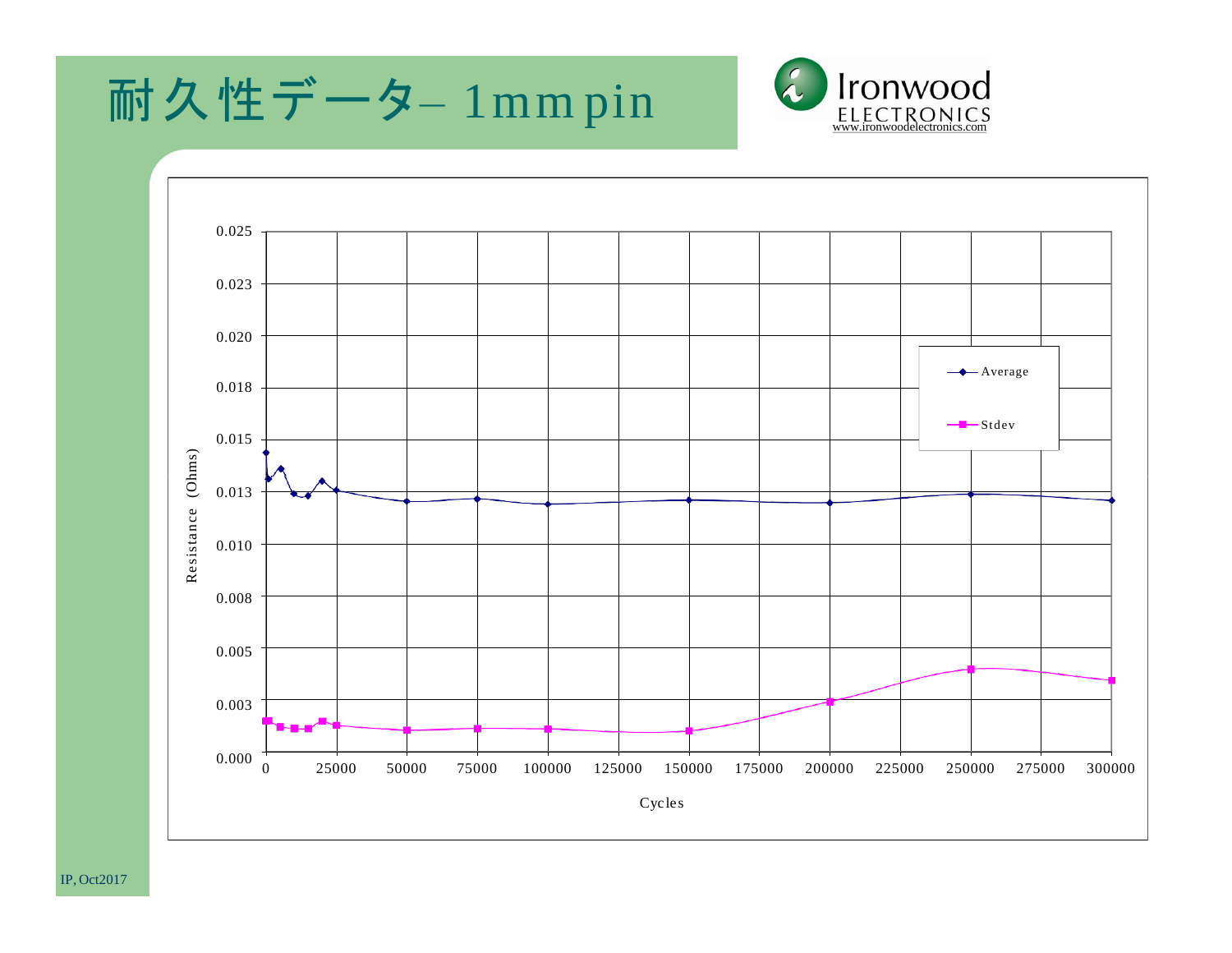# 耐久性データ– 1mm pin

Ironwood ELECTRONICS
www.ironwoodelectronics.com

Resistance (Ohms)

0.025
0.023
0.020
0.018
0.015
0.013
0.010
0.008
0.005
0.003
0.000

Average
Stdev

0 25000 50000 75000 100000 125000 150000 175000 200000 225000 250000 275000 300000

Cycles

IP, Oct2017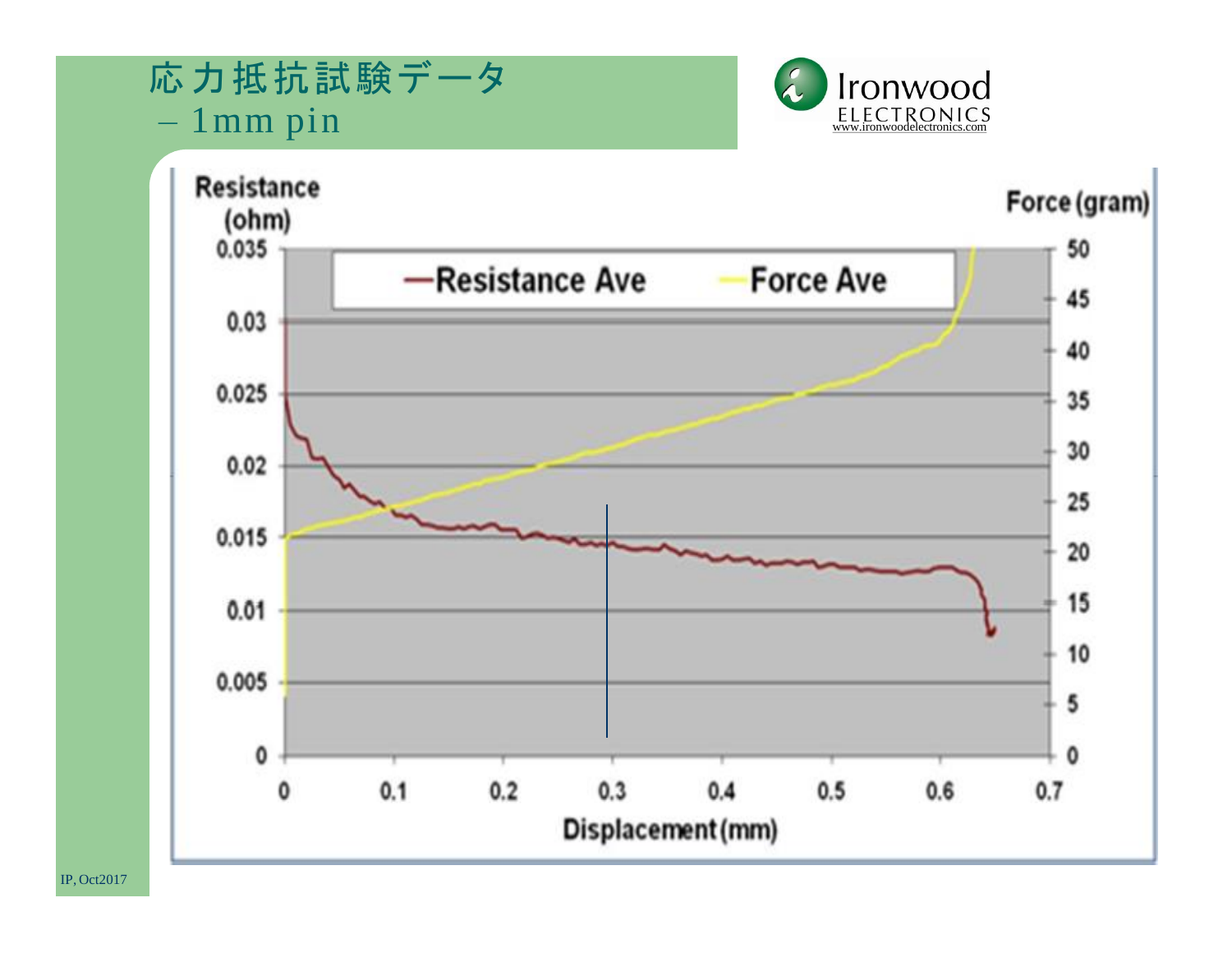# 応力抵抗試験データ
# – 1mm pin

Resistance (ohm)

Force (gram)

Resistance Ave — Force Ave

0.035, 0.03, 0.025, 0.02, 0.015, 0.01, 0.005, 0

50, 45, 40, 35, 30, 25, 20, 15, 10, 5, 0

0, 0.1, 0.2, 0.3, 0.4, 0.5, 0.6, 0.7

Displacement (mm)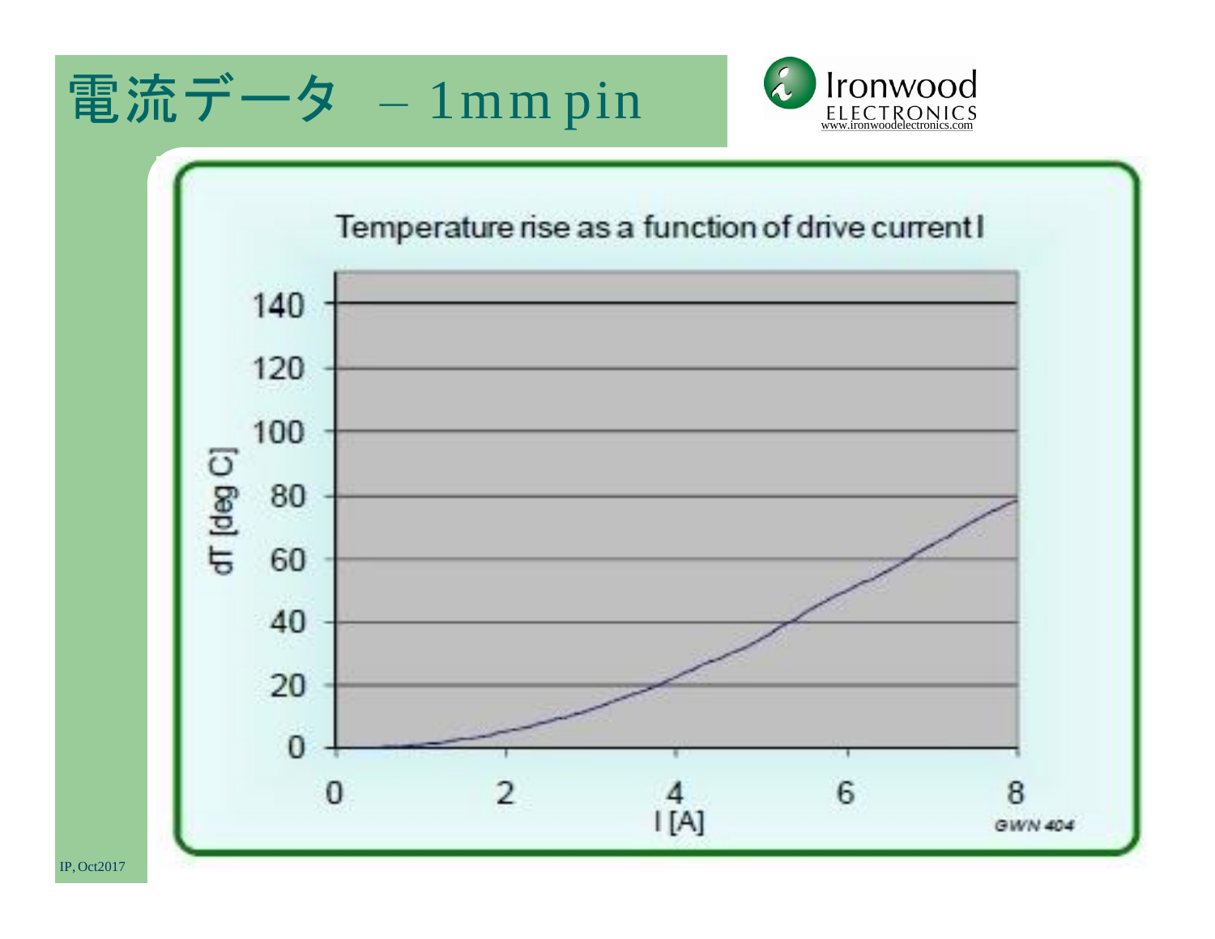# 電流データ – 1mm pin

Ironwood ELECTRONICS
www.ironwoodelectronics.com

Temperature rise as a function of drive current I

dT [deg C]

I [A]

GWN 404

IP, Oct2017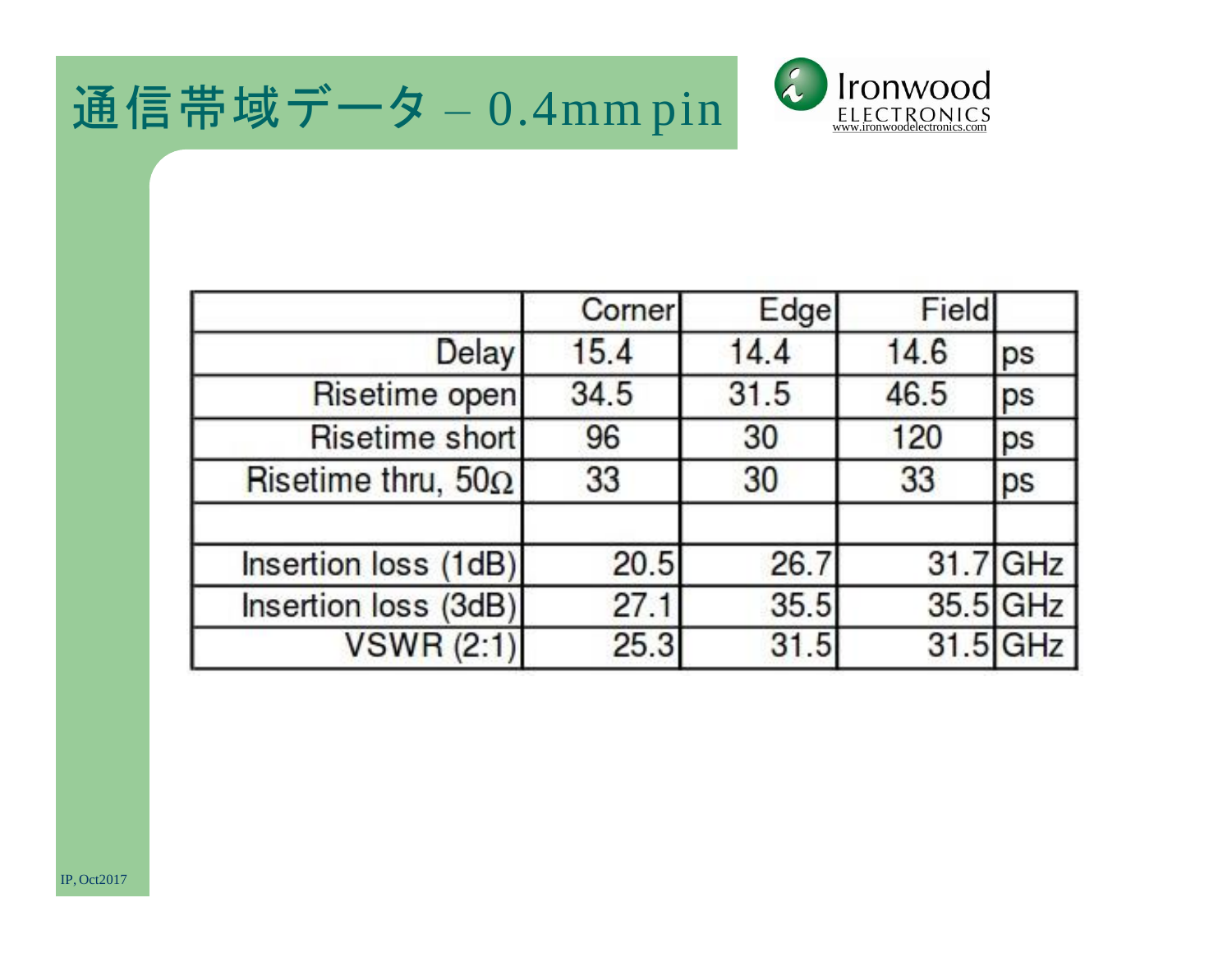# 通信帯域データ – 0.4mm pin

| | Corner | Edge | Field | |
|---|---|---|---|---|
| Delay | 15.4 | 14.4 | 14.6 | ps |
| Risetime open | 34.5 | 31.5 | 46.5 | ps |
| Risetime short | 96 | 30 | 120 | ps |
| Risetime thru, 50Ω | 33 | 30 | 33 | ps |
| | | | | |
| Insertion loss (1dB) | 20.5 | 26.7 | 31.7 | GHz |
| Insertion loss (3dB) | 27.1 | 35.5 | 35.5 | GHz |
| VSWR (2:1) | 25.3 | 31.5 | 31.5 | GHz |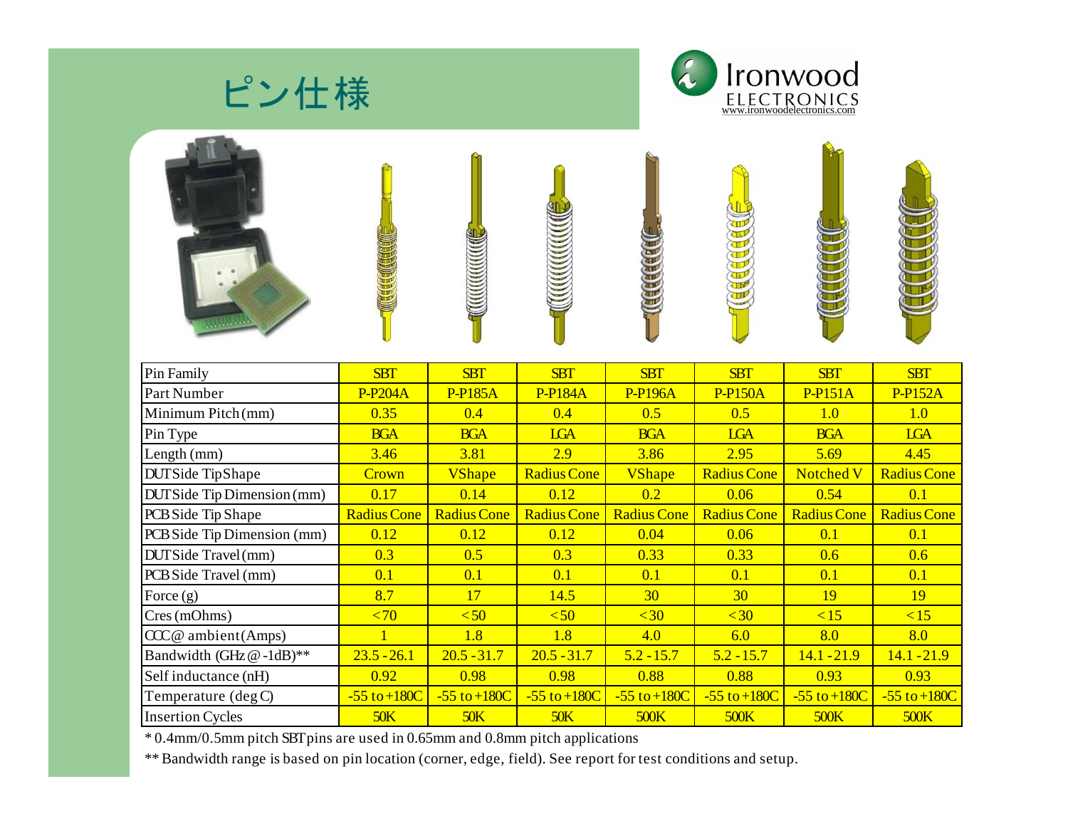# ピン仕様

Ironwood ELECTRONICS
www.ironwoodelectronics.com

| Pin Family | SBT | SBT | SBT | SBT | SBT | SBT | SBT |
|---|---|---|---|---|---|---|---|
| Part Number | P-P204A | P-P185A | P-P184A | P-P196A | P-P150A | P-P151A | P-P152A |
| Minimum Pitch (mm) | 0.35 | 0.4 | 0.4 | 0.5 | 0.5 | 1.0 | 1.0 |
| Pin Type | BGA | BGA | LGA | BGA | LGA | BGA | LGA |
| Length (mm) | 3.46 | 3.81 | 2.9 | 3.86 | 2.95 | 5.69 | 4.45 |
| DUT Side Tip Shape | Crown | V Shape | Radius Cone | V Shape | Radius Cone | Notched V | Radius Cone |
| DUT Side Tip Dimension (mm) | 0.17 | 0.14 | 0.12 | 0.2 | 0.06 | 0.54 | 0.1 |
| PCB Side Tip Shape | Radius Cone | Radius Cone | Radius Cone | Radius Cone | Radius Cone | Radius Cone | Radius Cone |
| PCB Side Tip Dimension (mm) | 0.12 | 0.12 | 0.12 | 0.04 | 0.06 | 0.1 | 0.1 |
| DUT Side Travel (mm) | 0.3 | 0.5 | 0.3 | 0.33 | 0.33 | 0.6 | 0.6 |
| PCB Side Travel (mm) | 0.1 | 0.1 | 0.1 | 0.1 | 0.1 | 0.1 | 0.1 |
| Force (g) | 8.7 | 17 | 14.5 | 30 | 30 | 19 | 19 |
| Cres (mOhms) | <70 | <50 | <50 | <30 | <30 | <15 | <15 |
| CCC@ ambient (Amps) | 1 | 1.8 | 1.8 | 4.0 | 6.0 | 8.0 | 8.0 |
| Bandwidth (GHz @ -1dB)** | 23.5 - 26.1 | 20.5 - 31.7 | 20.5 - 31.7 | 5.2 - 15.7 | 5.2 - 15.7 | 14.1 - 21.9 | 14.1 - 21.9 |
| Self inductance (nH) | 0.92 | 0.98 | 0.98 | 0.88 | 0.88 | 0.93 | 0.93 |
| Temperature (deg C) | -55 to +180C | -55 to +180C | -55 to +180C | -55 to +180C | -55 to +180C | -55 to +180C | -55 to +180C |
| Insertion Cycles | 50K | 50K | 50K | 500K | 500K | 500K | 500K |

* 0.4mm/0.5mm pitch SBT pins are used in 0.65mm and 0.8mm pitch applications

** Bandwidth range is based on pin location (corner, edge, field). See report for test conditions and setup.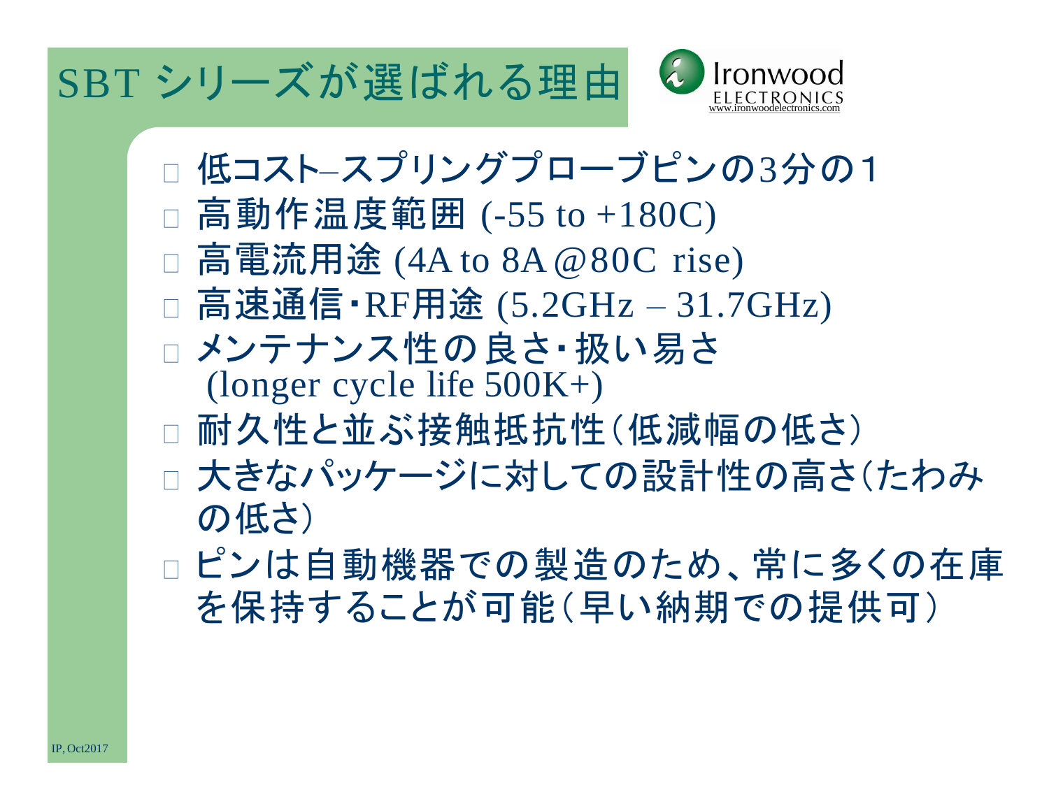# SBT シリーズが選ばれる理由

- 低コスト–スプリングプローブピンの3分の1
- 高動作温度範囲 (-55 to +180C)
- 高電流用途 (4A to 8A @80C rise)
- 高速通信・RF用途 (5.2GHz – 31.7GHz)
- メンテナンス性の良さ・扱い易さ (longer cycle life 500K+)
- 耐久性と並ぶ接触抵抗性（低減幅の低さ）
- 大きなパッケージに対しての設計性の高さ（たわみの低さ）
- ピンは自動機器での製造のため、常に多くの在庫を保持することが可能（早い納期での提供可）

IP, Oct2017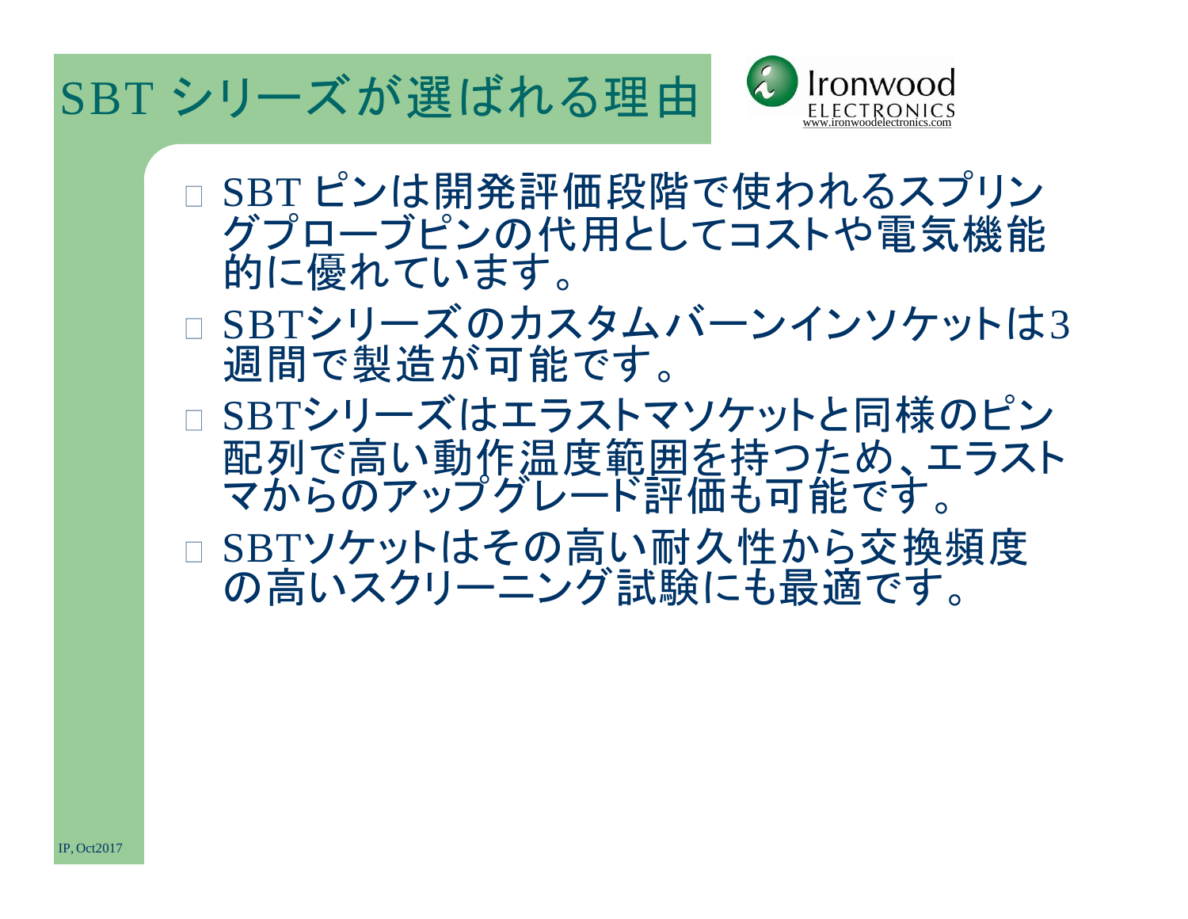# SBT シリーズが選ばれる理由

Ironwood ELECTRONICS
www.ironwoodelectronics.com

- SBT ピンは開発評価段階で使われるスプリングプローブピンの代用としてコストや電気機能的に優れています。
- SBTシリーズのカスタムバーンインソケットは3週間で製造が可能です。
- SBTシリーズはエラストマソケットと同様のピン配列で高い動作温度範囲を持つため、エラストマからのアップグレード評価も可能です。
- SBTソケットはその高い耐久性から交換頻度の高いスクリーニング試験にも最適です。

IP, Oct2017